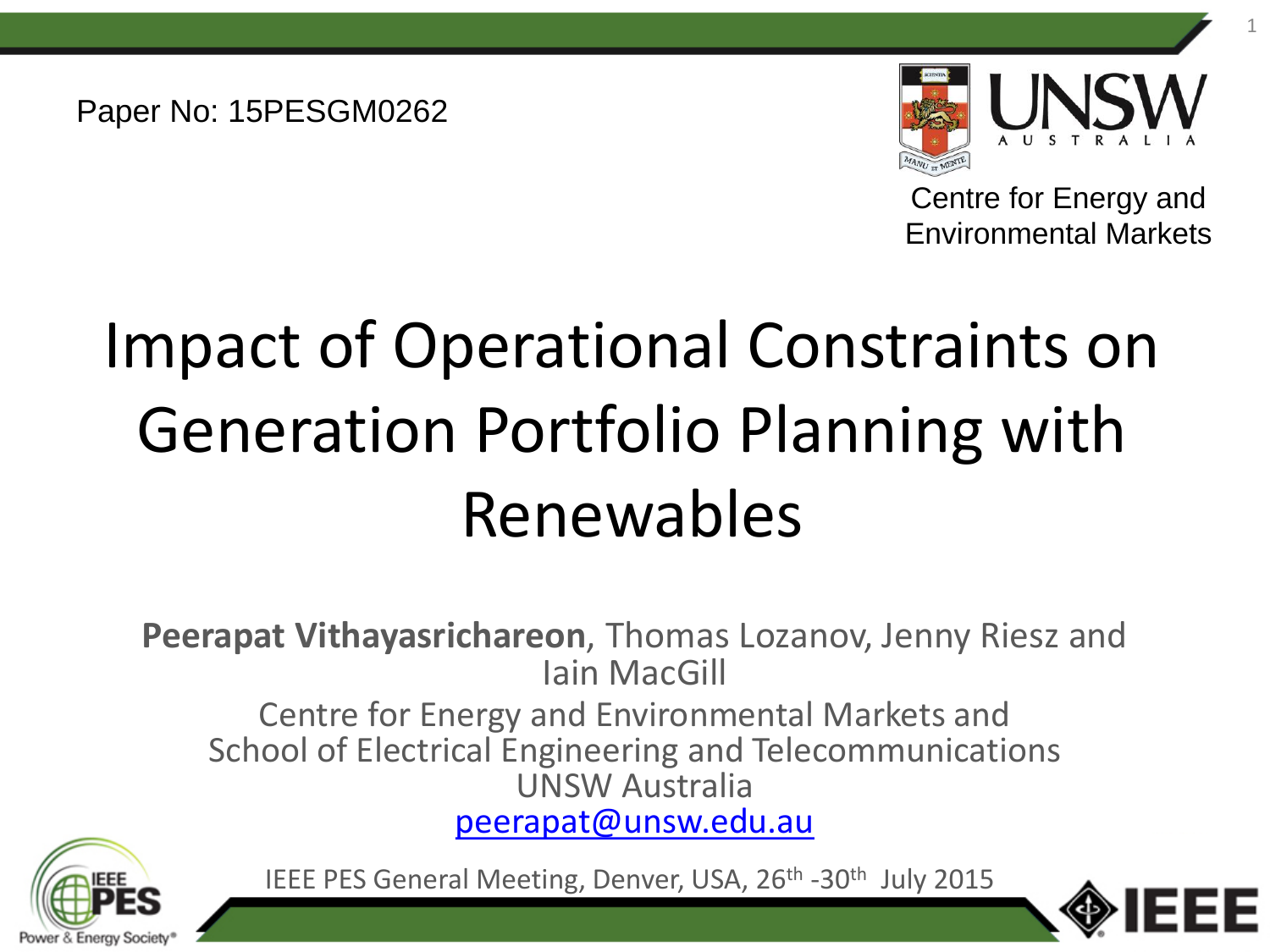Paper No: 15PESGM0262

Centre for Energy and Environmental Markets

# Impact of Operational Constraints on Generation Portfolio Planning with Renewables

**Peerapat Vithayasrichareon**, Thomas Lozanov, Jenny Riesz and Iain MacGill

Centre for Energy and Environmental Markets and School of Electrical Engineering and Telecommunications
UNSW Australia
peerapat@unsw.edu.au

IEEE PES General Meeting, Denver, USA, 26th -30th July 2015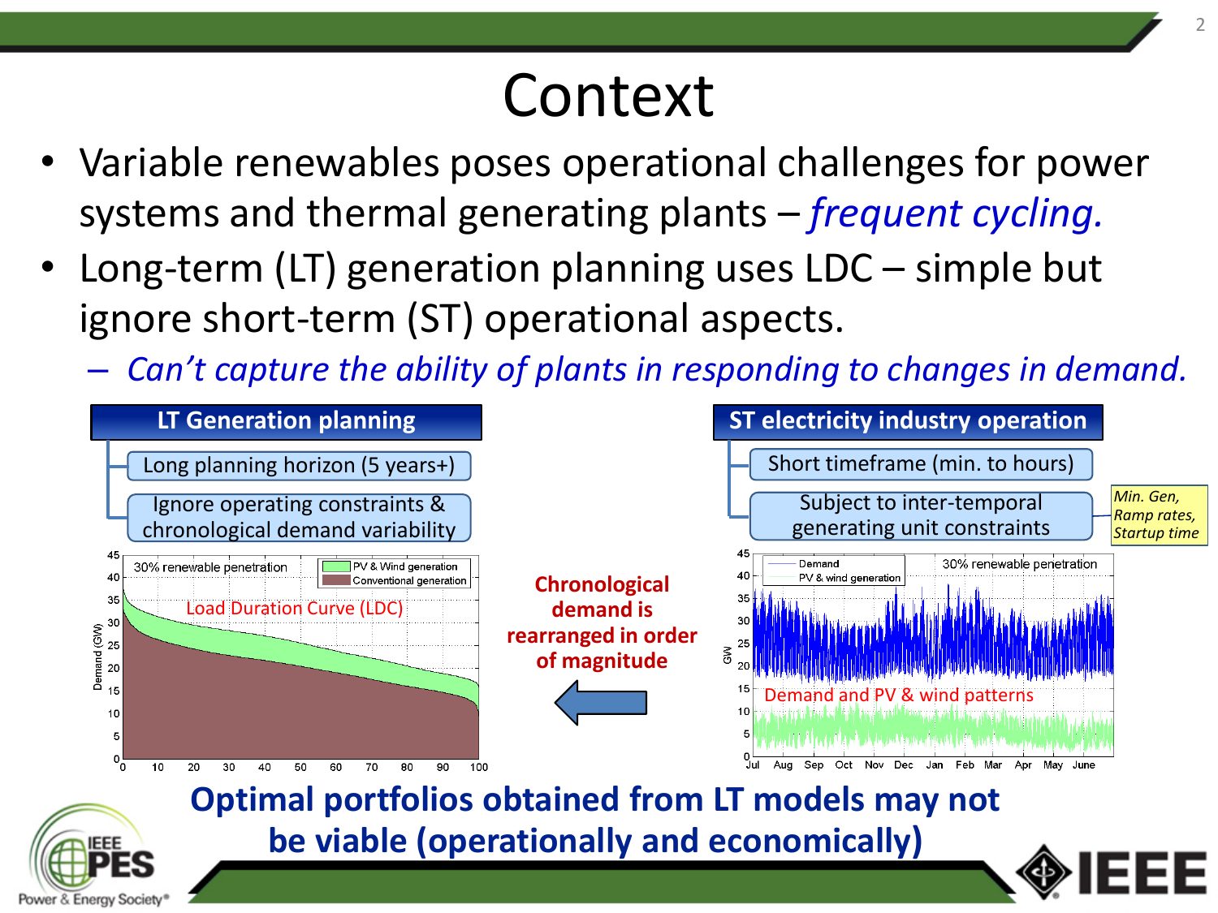# Context

- Variable renewables poses operational challenges for power systems and thermal generating plants – *frequent cycling.*
- Long-term (LT) generation planning uses LDC – simple but ignore short-term (ST) operational aspects.
  - *Can't capture the ability of plants in responding to changes in demand.*

**LT Generation planning**

- Long planning horizon (5 years+)
- Ignore operating constraints & chronological demand variability

**ST electricity industry operation**

- Short timeframe (min. to hours)
- Subject to inter-temporal generating unit constraints

*Min. Gen, Ramp rates, Startup time*

**Chronological demand is rearranged in order of magnitude**

**Optimal portfolios obtained from LT models may not be viable (operationally and economically)**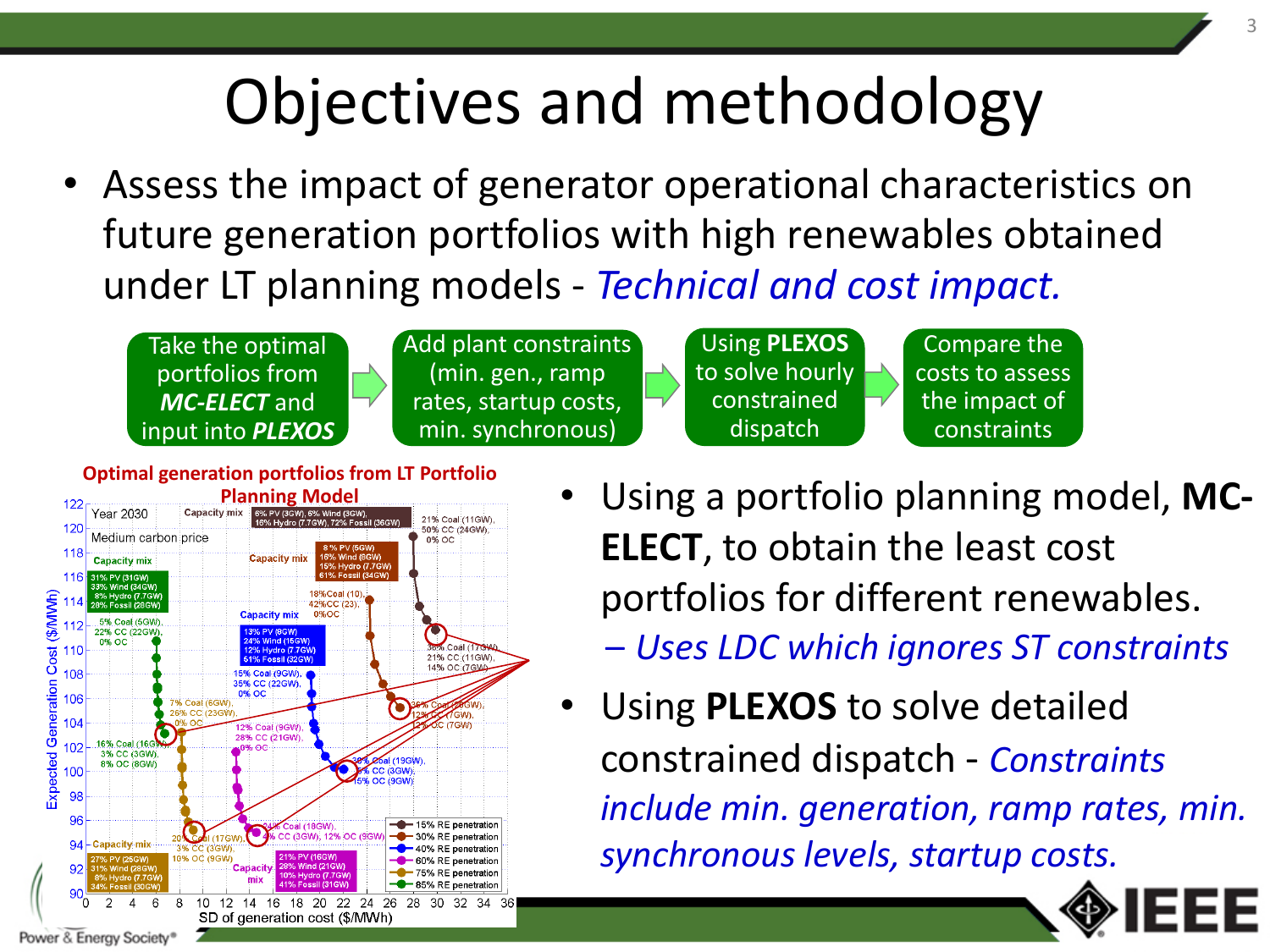# Objectives and methodology

- Assess the impact of generator operational characteristics on future generation portfolios with high renewables obtained under LT planning models - *Technical and cost impact.*

Take the optimal portfolios from ***MC-ELECT*** and input into ***PLEXOS*** → Add plant constraints (min. gen., ramp rates, startup costs, min. synchronous) → Using **PLEXOS** to solve hourly constrained dispatch → Compare the costs to assess the impact of constraints

**Optimal generation portfolios from LT Portfolio Planning Model**

- Using a portfolio planning model, **MC-ELECT**, to obtain the least cost portfolios for different renewables.
  - *Uses LDC which ignores ST constraints*
- Using **PLEXOS** to solve detailed constrained dispatch - *Constraints include min. generation, ramp rates, min. synchronous levels, startup costs.*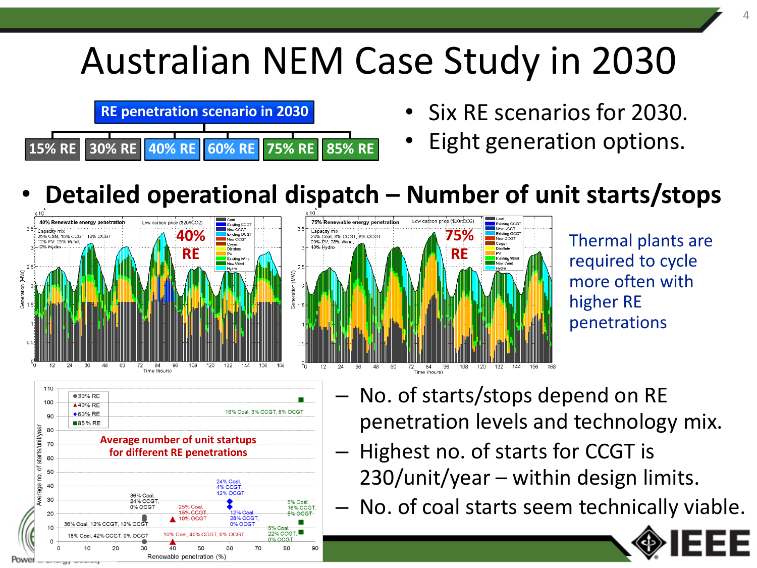# Australian NEM Case Study in 2030

**RE penetration scenario in 2030**

15% RE | 30% RE | 40% RE | 60% RE | 75% RE | 85% RE

- Six RE scenarios for 2030.
- Eight generation options.

- **Detailed operational dispatch – Number of unit starts/stops**

Thermal plants are required to cycle more often with higher RE penetrations

- No. of starts/stops depend on RE penetration levels and technology mix.
- Highest no. of starts for CCGT is 230/unit/year – within design limits.
- No. of coal starts seem technically viable.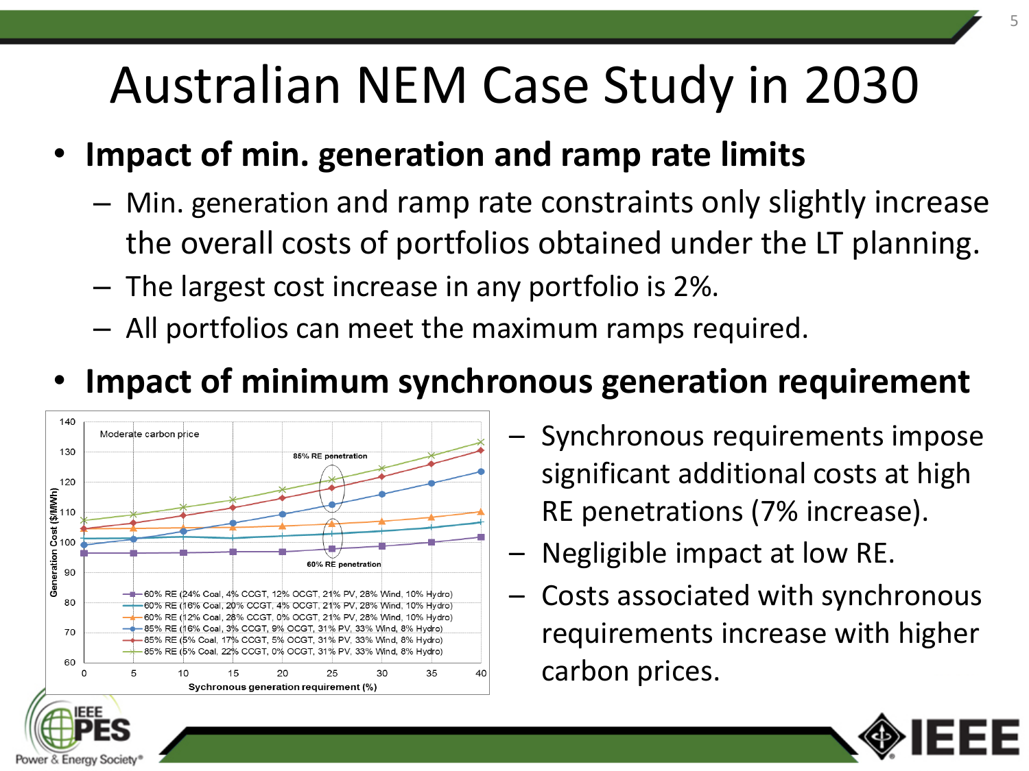# Australian NEM Case Study in 2030

- **Impact of min. generation and ramp rate limits**
  - Min. generation and ramp rate constraints only slightly increase the overall costs of portfolios obtained under the LT planning.
  - The largest cost increase in any portfolio is 2%.
  - All portfolios can meet the maximum ramps required.
- **Impact of minimum synchronous generation requirement**
  - Synchronous requirements impose significant additional costs at high RE penetrations (7% increase).
  - Negligible impact at low RE.
  - Costs associated with synchronous requirements increase with higher carbon prices.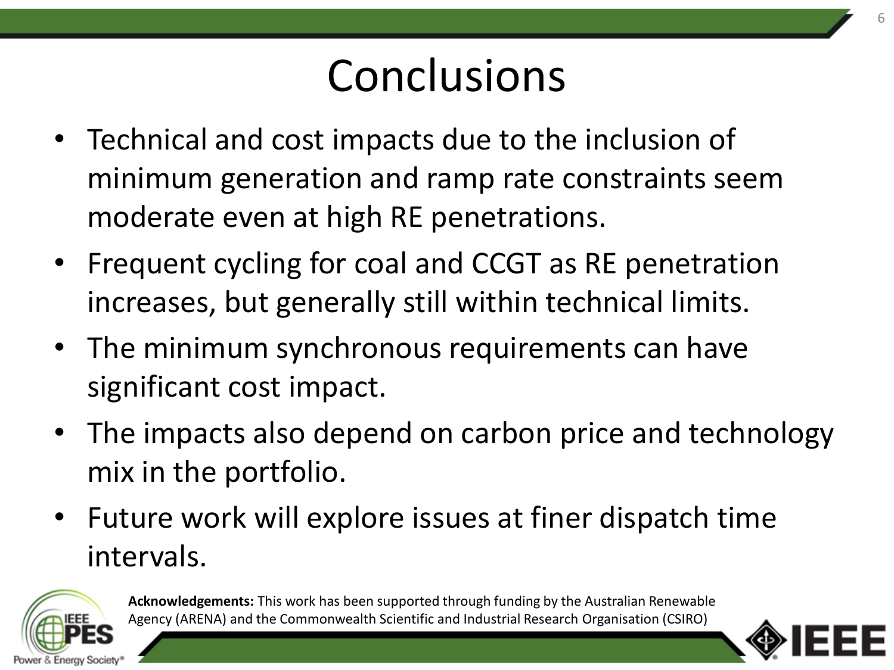# Conclusions

- Technical and cost impacts due to the inclusion of minimum generation and ramp rate constraints seem moderate even at high RE penetrations.
- Frequent cycling for coal and CCGT as RE penetration increases, but generally still within technical limits.
- The minimum synchronous requirements can have significant cost impact.
- The impacts also depend on carbon price and technology mix in the portfolio.
- Future work will explore issues at finer dispatch time intervals.

**Acknowledgements:** This work has been supported through funding by the Australian Renewable Agency (ARENA) and the Commonwealth Scientific and Industrial Research Organisation (CSIRO)